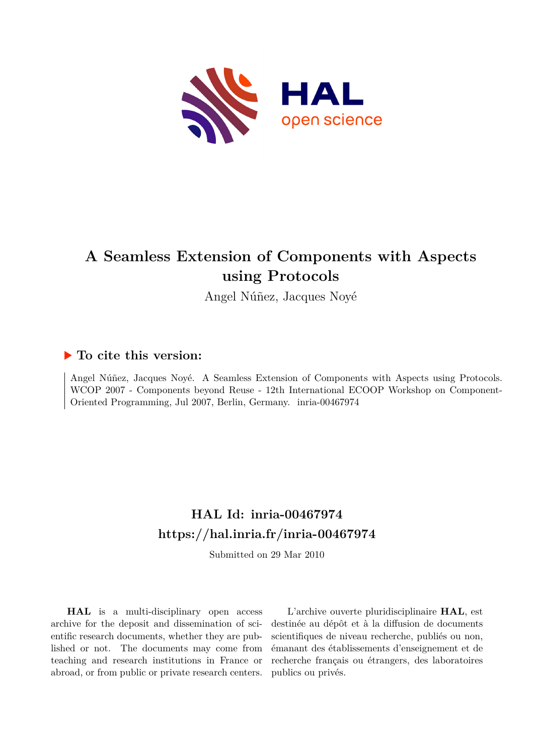# A Seamless Extension of Components with Aspects using Protocols

Angel Núñez, Jacques Noyé

## ▶ To cite this version:

Angel Núñez, Jacques Noyé. A Seamless Extension of Components with Aspects using Protocols. WCOP 2007 - Components beyond Reuse - 12th International ECOOP Workshop on Component-Oriented Programming, Jul 2007, Berlin, Germany. inria-00467974

## HAL Id: inria-00467974

## https://hal.inria.fr/inria-00467974

Submitted on 29 Mar 2010

**HAL** is a multi-disciplinary open access archive for the deposit and dissemination of scientific research documents, whether they are published or not. The documents may come from teaching and research institutions in France or abroad, or from public or private research centers.

L'archive ouverte pluridisciplinaire **HAL**, est destinée au dépôt et à la diffusion de documents scientifiques de niveau recherche, publiés ou non, émanant des établissements d'enseignement et de recherche français ou étrangers, des laboratoires publics ou privés.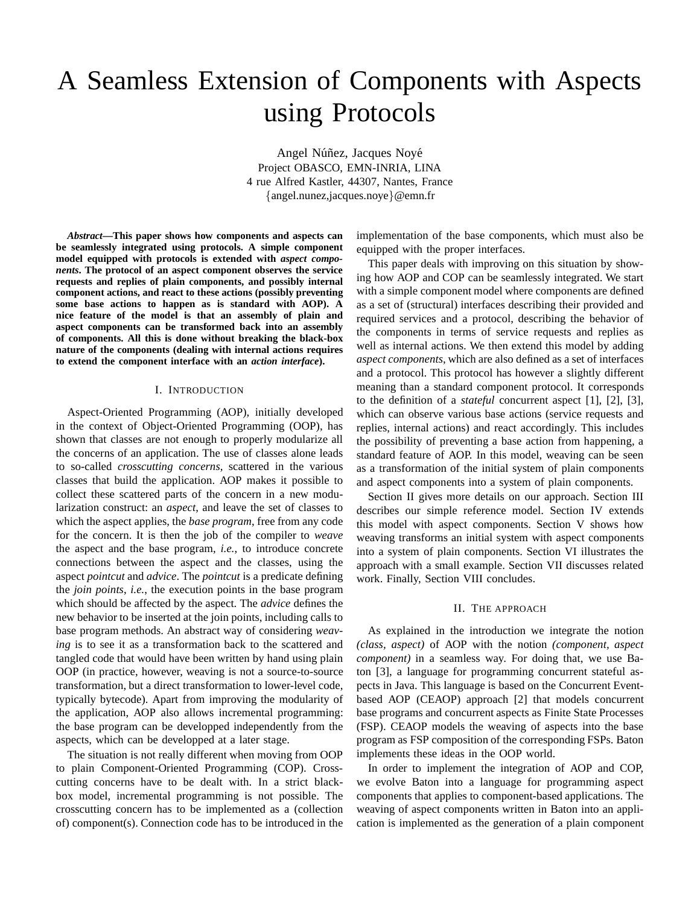# A Seamless Extension of Components with Aspects using Protocols

Angel Núñez, Jacques Noyé
Project OBASCO, EMN-INRIA, LINA
4 rue Alfred Kastler, 44307, Nantes, France
{angel.nunez,jacques.noye}@emn.fr

***Abstract*—This paper shows how components and aspects can be seamlessly integrated using protocols. A simple component model equipped with protocols is extended with *aspect components*. The protocol of an aspect component observes the service requests and replies of plain components, and possibly internal component actions, and react to these actions (possibly preventing some base actions to happen as is standard with AOP). A nice feature of the model is that an assembly of plain and aspect components can be transformed back into an assembly of components. All this is done without breaking the black-box nature of the components (dealing with internal actions requires to extend the component interface with an *action interface*).**

## I. Introduction

Aspect-Oriented Programming (AOP), initially developed in the context of Object-Oriented Programming (OOP), has shown that classes are not enough to properly modularize all the concerns of an application. The use of classes alone leads to so-called *crosscutting concerns*, scattered in the various classes that build the application. AOP makes it possible to collect these scattered parts of the concern in a new modularization construct: an *aspect*, and leave the set of classes to which the aspect applies, the *base program*, free from any code for the concern. It is then the job of the compiler to *weave* the aspect and the base program, *i.e.*, to introduce concrete connections between the aspect and the classes, using the aspect *pointcut* and *advice*. The *pointcut* is a predicate defining the *join points*, *i.e.*, the execution points in the base program which should be affected by the aspect. The *advice* defines the new behavior to be inserted at the join points, including calls to base program methods. An abstract way of considering *weaving* is to see it as a transformation back to the scattered and tangled code that would have been written by hand using plain OOP (in practice, however, weaving is not a source-to-source transformation, but a direct transformation to lower-level code, typically bytecode). Apart from improving the modularity of the application, AOP also allows incremental programming: the base program can be developped independently from the aspects, which can be developped at a later stage.

The situation is not really different when moving from OOP to plain Component-Oriented Programming (COP). Crosscutting concerns have to be dealt with. In a strict black-box model, incremental programming is not possible. The crosscutting concern has to be implemented as a (collection of) component(s). Connection code has to be introduced in the implementation of the base components, which must also be equipped with the proper interfaces.

This paper deals with improving on this situation by showing how AOP and COP can be seamlessly integrated. We start with a simple component model where components are defined as a set of (structural) interfaces describing their provided and required services and a protocol, describing the behavior of the components in terms of service requests and replies as well as internal actions. We then extend this model by adding *aspect components*, which are also defined as a set of interfaces and a protocol. This protocol has however a slightly different meaning than a standard component protocol. It corresponds to the definition of a *stateful* concurrent aspect [1], [2], [3], which can observe various base actions (service requests and replies, internal actions) and react accordingly. This includes the possibility of preventing a base action from happening, a standard feature of AOP. In this model, weaving can be seen as a transformation of the initial system of plain components and aspect components into a system of plain components.

Section II gives more details on our approach. Section III describes our simple reference model. Section IV extends this model with aspect components. Section V shows how weaving transforms an initial system with aspect components into a system of plain components. Section VI illustrates the approach with a small example. Section VII discusses related work. Finally, Section VIII concludes.

## II. The approach

As explained in the introduction we integrate the notion *(class, aspect)* of AOP with the notion *(component, aspect component)* in a seamless way. For doing that, we use Baton [3], a language for programming concurrent stateful aspects in Java. This language is based on the Concurrent Event-based AOP (CEAOP) approach [2] that models concurrent base programs and concurrent aspects as Finite State Processes (FSP). CEAOP models the weaving of aspects into the base program as FSP composition of the corresponding FSPs. Baton implements these ideas in the OOP world.

In order to implement the integration of AOP and COP, we evolve Baton into a language for programming aspect components that applies to component-based applications. The weaving of aspect components written in Baton into an application is implemented as the generation of a plain component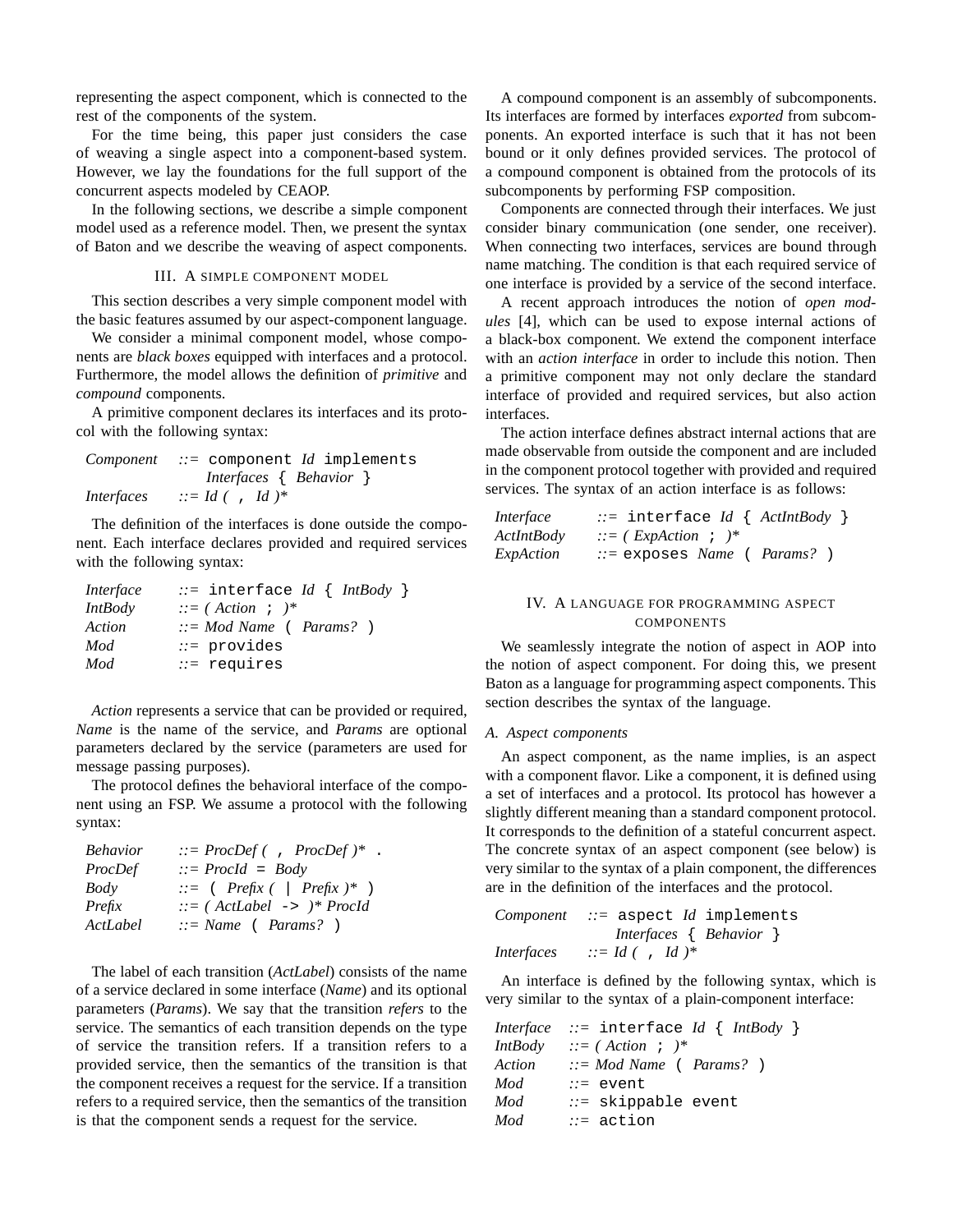representing the aspect component, which is connected to the rest of the components of the system.

For the time being, this paper just considers the case of weaving a single aspect into a component-based system. However, we lay the foundations for the full support of the concurrent aspects modeled by CEAOP.

In the following sections, we describe a simple component model used as a reference model. Then, we present the syntax of Baton and we describe the weaving of aspect components.

## III. A SIMPLE COMPONENT MODEL

This section describes a very simple component model with the basic features assumed by our aspect-component language.

We consider a minimal component model, whose components are *black boxes* equipped with interfaces and a protocol. Furthermore, the model allows the definition of *primitive* and *compound* components.

A primitive component declares its interfaces and its protocol with the following syntax:

```
Component   ::= component Id implements
                  Interfaces { Behavior }
Interfaces  ::= Id ( , Id )*
```

The definition of the interfaces is done outside the component. Each interface declares provided and required services with the following syntax:

```
Interface   ::= interface Id { IntBody }
IntBody     ::= ( Action ; )*
Action      ::= Mod Name ( Params? )
Mod         ::= provides
Mod         ::= requires
```

*Action* represents a service that can be provided or required, *Name* is the name of the service, and *Params* are optional parameters declared by the service (parameters are used for message passing purposes).

The protocol defines the behavioral interface of the component using an FSP. We assume a protocol with the following syntax:

```
Behavior    ::= ProcDef ( , ProcDef )* .
ProcDef     ::= ProcId = Body
Body        ::= ( Prefix ( | Prefix )* )
Prefix      ::= ( ActLabel -> )* ProcId
ActLabel    ::= Name ( Params? )
```

The label of each transition (*ActLabel*) consists of the name of a service declared in some interface (*Name*) and its optional parameters (*Params*). We say that the transition *refers* to the service. The semantics of each transition depends on the type of service the transition refers. If a transition refers to a provided service, then the semantics of the transition is that the component receives a request for the service. If a transition refers to a required service, then the semantics of the transition is that the component sends a request for the service.

A compound component is an assembly of subcomponents. Its interfaces are formed by interfaces *exported* from subcomponents. An exported interface is such that it has not been bound or it only defines provided services. The protocol of a compound component is obtained from the protocols of its subcomponents by performing FSP composition.

Components are connected through their interfaces. We just consider binary communication (one sender, one receiver). When connecting two interfaces, services are bound through name matching. The condition is that each required service of one interface is provided by a service of the second interface.

A recent approach introduces the notion of *open modules* [4], which can be used to expose internal actions of a black-box component. We extend the component interface with an *action interface* in order to include this notion. Then a primitive component may not only declare the standard interface of provided and required services, but also action interfaces.

The action interface defines abstract internal actions that are made observable from outside the component and are included in the component protocol together with provided and required services. The syntax of an action interface is as follows:

```
Interface   ::= interface Id { ActIntBody }
ActIntBody  ::= ( ExpAction ; )*
ExpAction   ::= exposes Name ( Params? )
```

## IV. A LANGUAGE FOR PROGRAMMING ASPECT COMPONENTS

We seamlessly integrate the notion of aspect in AOP into the notion of aspect component. For doing this, we present Baton as a language for programming aspect components. This section describes the syntax of the language.

### A. Aspect components

An aspect component, as the name implies, is an aspect with a component flavor. Like a component, it is defined using a set of interfaces and a protocol. Its protocol has however a slightly different meaning than a standard component protocol. It corresponds to the definition of a stateful concurrent aspect. The concrete syntax of an aspect component (see below) is very similar to the syntax of a plain component, the differences are in the definition of the interfaces and the protocol.

```
Component   ::= aspect Id implements
                  Interfaces { Behavior }
Interfaces  ::= Id ( , Id )*
```

An interface is defined by the following syntax, which is very similar to the syntax of a plain-component interface:

```
Interface   ::= interface Id { IntBody }
IntBody     ::= ( Action ; )*
Action      ::= Mod Name ( Params? )
Mod         ::= event
Mod         ::= skippable event
Mod         ::= action
```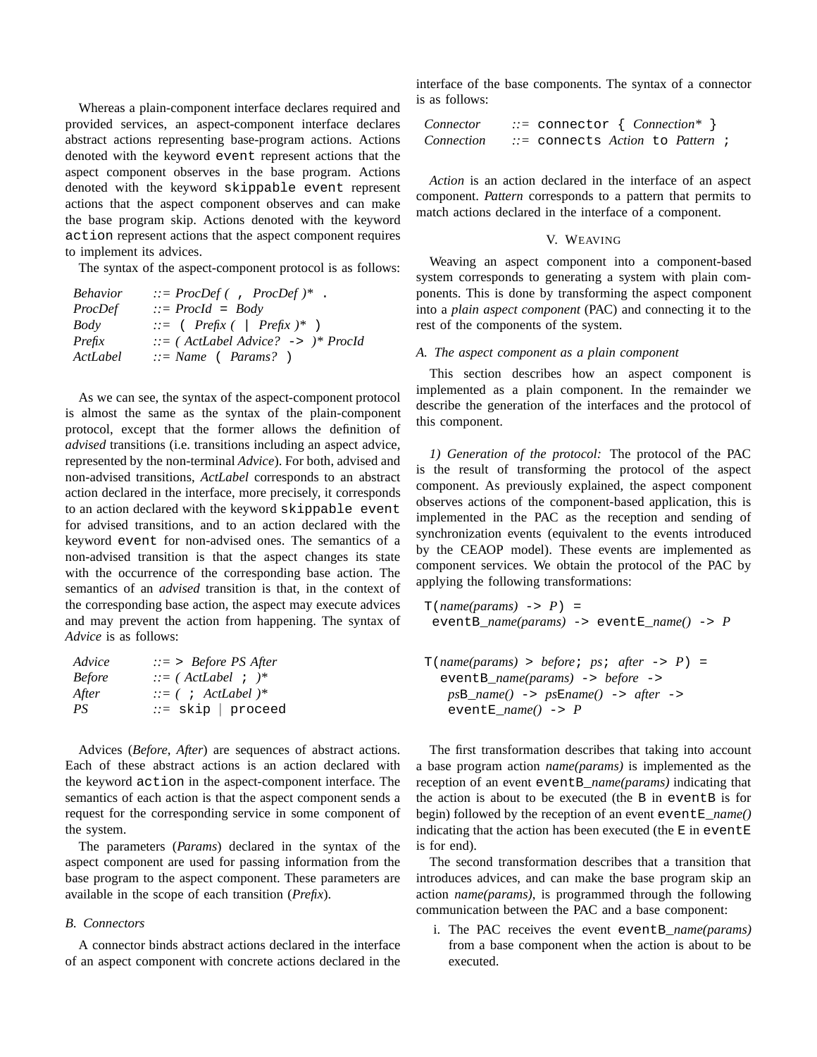Whereas a plain-component interface declares required and provided services, an aspect-component interface declares abstract actions representing base-program actions. Actions denoted with the keyword `event` represent actions that the aspect component observes in the base program. Actions denoted with the keyword `skippable event` represent actions that the aspect component observes and can make the base program skip. Actions denoted with the keyword `action` represent actions that the aspect component requires to implement its advices.

The syntax of the aspect-component protocol is as follows:

```
Behavior  ::= ProcDef ( , ProcDef )* .
ProcDef   ::= ProcId = Body
Body      ::= ( Prefix ( | Prefix )* )
Prefix    ::= ( ActLabel Advice? -> )* ProcId
ActLabel  ::= Name ( Params? )
```

As we can see, the syntax of the aspect-component protocol is almost the same as the syntax of the plain-component protocol, except that the former allows the definition of *advised* transitions (i.e. transitions including an aspect advice, represented by the non-terminal *Advice*). For both, advised and non-advised transitions, *ActLabel* corresponds to an abstract action declared in the interface, more precisely, it corresponds to an action declared with the keyword `skippable event` for advised transitions, and to an action declared with the keyword `event` for non-advised ones. The semantics of a non-advised transition is that the aspect changes its state with the occurrence of the corresponding base action. The semantics of an *advised* transition is that, in the context of the corresponding base action, the aspect may execute advices and may prevent the action from happening. The syntax of *Advice* is as follows:

```
Advice  ::= > Before PS After
Before  ::= ( ActLabel ; )*
After   ::= ( ; ActLabel )*
PS      ::= skip | proceed
```

Advices (*Before*, *After*) are sequences of abstract actions. Each of these abstract actions is an action declared with the keyword `action` in the aspect-component interface. The semantics of each action is that the aspect component sends a request for the corresponding service in some component of the system.

The parameters (*Params*) declared in the syntax of the aspect component are used for passing information from the base program to the aspect component. These parameters are available in the scope of each transition (*Prefix*).

### B. Connectors

A connector binds abstract actions declared in the interface of an aspect component with concrete actions declared in the interface of the base components. The syntax of a connector is as follows:

```
Connector   ::= connector { Connection* }
Connection  ::= connects Action to Pattern ;
```

*Action* is an action declared in the interface of an aspect component. *Pattern* corresponds to a pattern that permits to match actions declared in the interface of a component.

## V. Weaving

Weaving an aspect component into a component-based system corresponds to generating a system with plain components. This is done by transforming the aspect component into a *plain aspect component* (PAC) and connecting it to the rest of the components of the system.

### A. The aspect component as a plain component

This section describes how an aspect component is implemented as a plain component. In the remainder we describe the generation of the interfaces and the protocol of this component.

*1) Generation of the protocol:* The protocol of the PAC is the result of transforming the protocol of the aspect component. As previously explained, the aspect component observes actions of the component-based application, this is implemented in the PAC as the reception and sending of synchronization events (equivalent to the events introduced by the CEAOP model). These events are implemented as component services. We obtain the protocol of the PAC by applying the following transformations:

```
T(name(params) -> P) =
 eventB_name(params) -> eventE_name() -> P

T(name(params) > before; ps; after -> P) =
  eventB_name(params) -> before ->
   psB_name() -> psEname() -> after ->
   eventE_name() -> P
```

The first transformation describes that taking into account a base program action *name(params)* is implemented as the reception of an event `eventB_`*name(params)* indicating that the action is about to be executed (the `B` in `eventB` is for begin) followed by the reception of an event `eventE_`*name()* indicating that the action has been executed (the `E` in `eventE` is for end).

The second transformation describes that a transition that introduces advices, and can make the base program skip an action *name(params)*, is programmed through the following communication between the PAC and a base component:

i. The PAC receives the event `eventB_`*name(params)* from a base component when the action is about to be executed.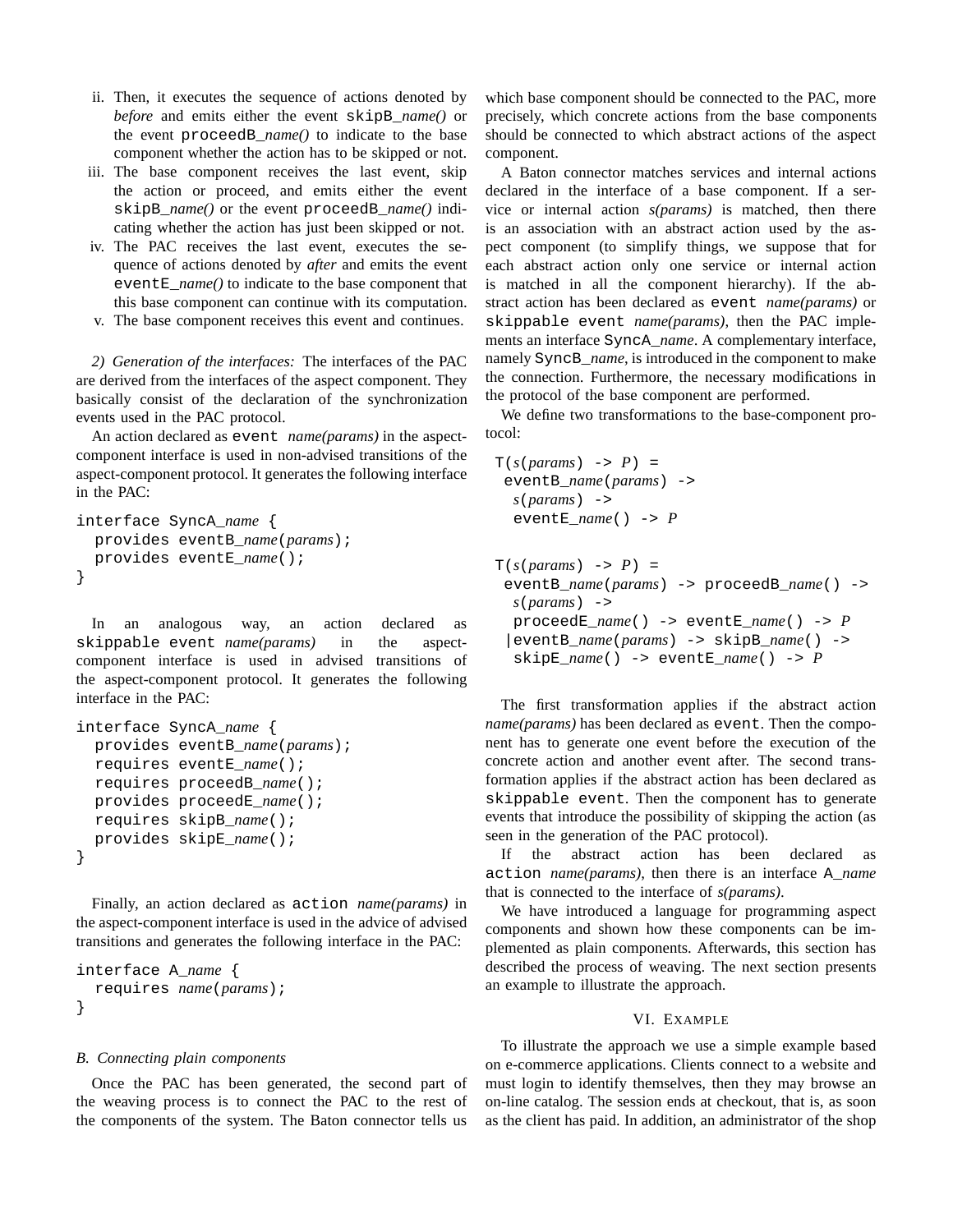ii. Then, it executes the sequence of actions denoted by *before* and emits either the event `skipB_`*name()* or the event `proceedB_`*name()* to indicate to the base component whether the action has to be skipped or not.

iii. The base component receives the last event, skip the action or proceed, and emits either the event `skipB_`*name()* or the event `proceedB_`*name()* indicating whether the action has just been skipped or not.

iv. The PAC receives the last event, executes the sequence of actions denoted by *after* and emits the event `eventE_`*name()* to indicate to the base component that this base component can continue with its computation.

v. The base component receives this event and continues.

*2) Generation of the interfaces:* The interfaces of the PAC are derived from the interfaces of the aspect component. They basically consist of the declaration of the synchronization events used in the PAC protocol.

An action declared as `event` *name(params)* in the aspect-component interface is used in non-advised transitions of the aspect-component protocol. It generates the following interface in the PAC:

```
interface SyncA_name {
  provides eventB_name(params);
  provides eventE_name();
}
```

In an analogous way, an action declared as `skippable event` *name(params)* in the aspect-component interface is used in advised transitions of the aspect-component protocol. It generates the following interface in the PAC:

```
interface SyncA_name {
  provides eventB_name(params);
  requires eventE_name();
  requires proceedB_name();
  provides proceedE_name();
  requires skipB_name();
  provides skipE_name();
}
```

Finally, an action declared as `action` *name(params)* in the aspect-component interface is used in the advice of advised transitions and generates the following interface in the PAC:

```
interface A_name {
  requires name(params);
}
```

### B. Connecting plain components

Once the PAC has been generated, the second part of the weaving process is to connect the PAC to the rest of the components of the system. The Baton connector tells us which base component should be connected to the PAC, more precisely, which concrete actions from the base components should be connected to which abstract actions of the aspect component.

A Baton connector matches services and internal actions declared in the interface of a base component. If a service or internal action *s(params)* is matched, then there is an association with an abstract action used by the aspect component (to simplify things, we suppose that for each abstract action only one service or internal action is matched in all the component hierarchy). If the abstract action has been declared as `event` *name(params)* or `skippable event` *name(params)*, then the PAC implements an interface `SyncA_`*name*. A complementary interface, namely `SyncB_`*name*, is introduced in the component to make the connection. Furthermore, the necessary modifications in the protocol of the base component are performed.

We define two transformations to the base-component protocol:

```
T(s(params) -> P) =
 eventB_name(params) ->
  s(params) ->
  eventE_name() -> P
```

```
T(s(params) -> P) =
 eventB_name(params) -> proceedB_name() ->
  s(params) ->
  proceedE_name() -> eventE_name() -> P
 |eventB_name(params) -> skipB_name() ->
  skipE_name() -> eventE_name() -> P
```

The first transformation applies if the abstract action *name(params)* has been declared as `event`. Then the component has to generate one event before the execution of the concrete action and another event after. The second transformation applies if the abstract action has been declared as `skippable event`. Then the component has to generate events that introduce the possibility of skipping the action (as seen in the generation of the PAC protocol).

If the abstract action has been declared as `action` *name(params)*, then there is an interface `A_`*name* that is connected to the interface of *s(params)*.

We have introduced a language for programming aspect components and shown how these components can be implemented as plain components. Afterwards, this section has described the process of weaving. The next section presents an example to illustrate the approach.

## VI. Example

To illustrate the approach we use a simple example based on e-commerce applications. Clients connect to a website and must login to identify themselves, then they may browse an on-line catalog. The session ends at checkout, that is, as soon as the client has paid. In addition, an administrator of the shop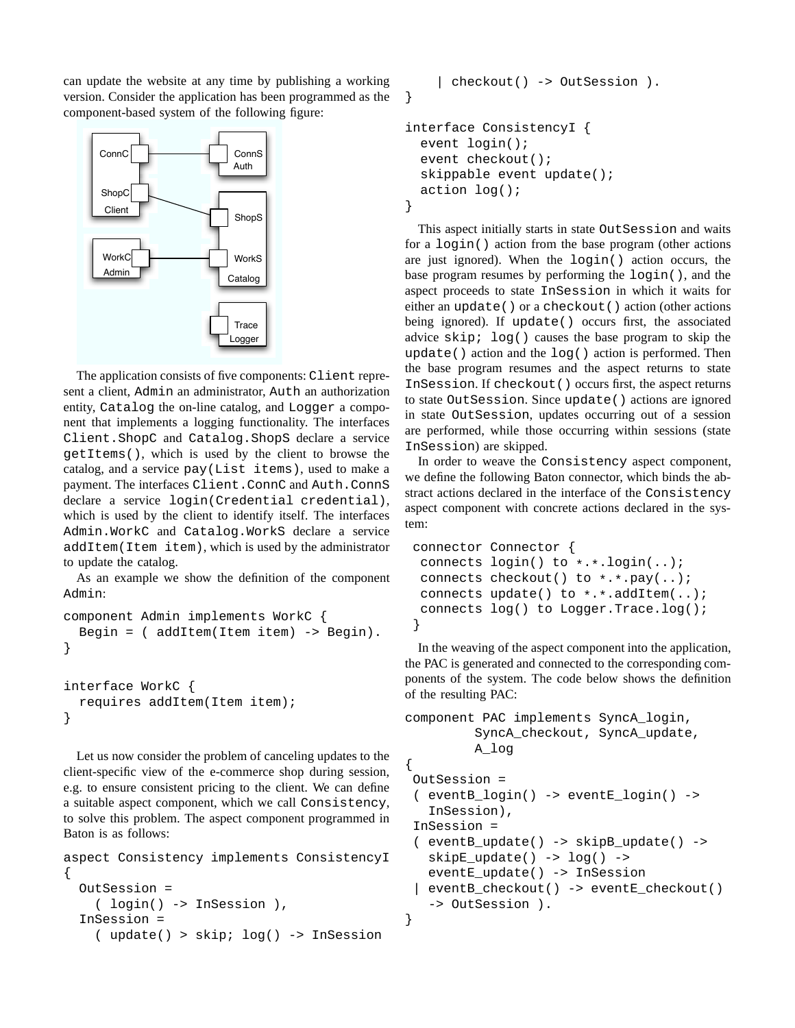can update the website at any time by publishing a working version. Consider the application has been programmed as the component-based system of the following figure:

ConnC
ShopC
Client
WorkC
Admin
ConnS
Auth
ShopS
WorkS
Catalog
Trace
Logger

The application consists of five components: Client represent a client, Admin an administrator, Auth an authorization entity, Catalog the on-line catalog, and Logger a component that implements a logging functionality. The interfaces Client.ShopC and Catalog.ShopS declare a service getItems(), which is used by the client to browse the catalog, and a service pay(List items), used to make a payment. The interfaces Client.ConnC and Auth.ConnS declare a service login(Credential credential), which is used by the client to identify itself. The interfaces Admin.WorkC and Catalog.WorkS declare a service addItem(Item item), which is used by the administrator to update the catalog.

As an example we show the definition of the component Admin:

```
component Admin implements WorkC {
  Begin = ( addItem(Item item) -> Begin).
}


interface WorkC {
  requires addItem(Item item);
}
```

Let us now consider the problem of canceling updates to the client-specific view of the e-commerce shop during session, e.g. to ensure consistent pricing to the client. We can define a suitable aspect component, which we call Consistency, to solve this problem. The aspect component programmed in Baton is as follows:

```
aspect Consistency implements ConsistencyI
{
  OutSession =
    ( login() -> InSession ),
  InSession =
    ( update() > skip; log() -> InSession
    | checkout() -> OutSession ).
}

interface ConsistencyI {
  event login();
  event checkout();
  skippable event update();
  action log();
}
```

This aspect initially starts in state OutSession and waits for a login() action from the base program (other actions are just ignored). When the login() action occurs, the base program resumes by performing the login(), and the aspect proceeds to state InSession in which it waits for either an update() or a checkout() action (other actions being ignored). If update() occurs first, the associated advice skip; log() causes the base program to skip the update() action and the log() action is performed. Then the base program resumes and the aspect returns to state InSession. If checkout() occurs first, the aspect returns to state OutSession. Since update() actions are ignored in state OutSession, updates occurring out of a session are performed, while those occurring within sessions (state InSession) are skipped.

In order to weave the Consistency aspect component, we define the following Baton connector, which binds the abstract actions declared in the interface of the Consistency aspect component with concrete actions declared in the system:

```
connector Connector {
  connects login() to *.*.login(..);
  connects checkout() to *.*.pay(..);
  connects update() to *.*.addItem(..);
  connects log() to Logger.Trace.log();
}
```

In the weaving of the aspect component into the application, the PAC is generated and connected to the corresponding components of the system. The code below shows the definition of the resulting PAC:

```
component PAC implements SyncA_login,
         SyncA_checkout, SyncA_update,
         A_log
{
 OutSession =
 ( eventB_login() -> eventE_login() ->
   InSession),
 InSession =
 ( eventB_update() -> skipB_update() ->
   skipE_update() -> log() ->
   eventE_update() -> InSession
 | eventB_checkout() -> eventE_checkout()
   -> OutSession ).
}
```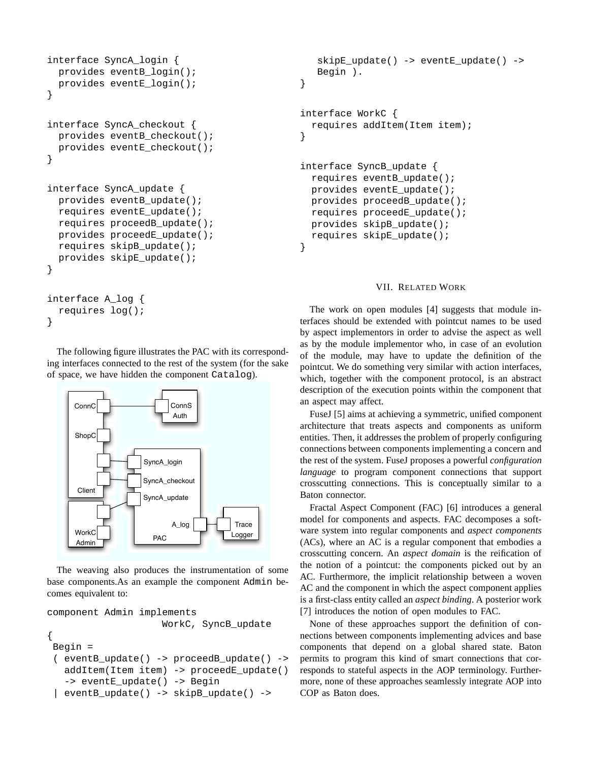```
interface SyncA_login {
  provides eventB_login();
  provides eventE_login();
}

interface SyncA_checkout {
  provides eventB_checkout();
  provides eventE_checkout();
}

interface SyncA_update {
  provides eventB_update();
  requires eventE_update();
  requires proceedB_update();
  provides proceedE_update();
  requires skipB_update();
  provides skipE_update();
}

interface A_log {
  requires log();
}
```

The following figure illustrates the PAC with its corresponding interfaces connected to the rest of the system (for the sake of space, we have hidden the component `Catalog`).

ConnC
ConnS
Auth
ShopC
SyncA_login
SyncA_checkout
Client
SyncA_update
A_log
Trace
Logger
WorkC
Admin
PAC

The weaving also produces the instrumentation of some base components.As an example the component `Admin` becomes equivalent to:

```
component Admin implements
                    WorkC, SyncB_update
{
 Begin =
 ( eventB_update() -> proceedB_update() ->
   addItem(Item item) -> proceedE_update()
   -> eventE_update() -> Begin
 | eventB_update() -> skipB_update() ->
   skipE_update() -> eventE_update() ->
   Begin ).
}

interface WorkC {
  requires addItem(Item item);
}

interface SyncB_update {
  requires eventB_update();
  provides eventE_update();
  provides proceedB_update();
  requires proceedE_update();
  provides skipB_update();
  requires skipE_update();
}
```

## VII. Related Work

The work on open modules [4] suggests that module interfaces should be extended with pointcut names to be used by aspect implementors in order to advise the aspect as well as by the module implementor who, in case of an evolution of the module, may have to update the definition of the pointcut. We do something very similar with action interfaces, which, together with the component protocol, is an abstract description of the execution points within the component that an aspect may affect.

FuseJ [5] aims at achieving a symmetric, unified component architecture that treats aspects and components as uniform entities. Then, it addresses the problem of properly configuring connections between components implementing a concern and the rest of the system. FuseJ proposes a powerful *configuration language* to program component connections that support crosscutting connections. This is conceptually similar to a Baton connector.

Fractal Aspect Component (FAC) [6] introduces a general model for components and aspects. FAC decomposes a software system into regular components and *aspect components* (ACs), where an AC is a regular component that embodies a crosscutting concern. An *aspect domain* is the reification of the notion of a pointcut: the components picked out by an AC. Furthermore, the implicit relationship between a woven AC and the component in which the aspect component applies is a first-class entity called an *aspect binding*. A posterior work [7] introduces the notion of open modules to FAC.

None of these approaches support the definition of connections between components implementing advices and base components that depend on a global shared state. Baton permits to program this kind of smart connections that corresponds to stateful aspects in the AOP terminology. Furthermore, none of these approaches seamlessly integrate AOP into COP as Baton does.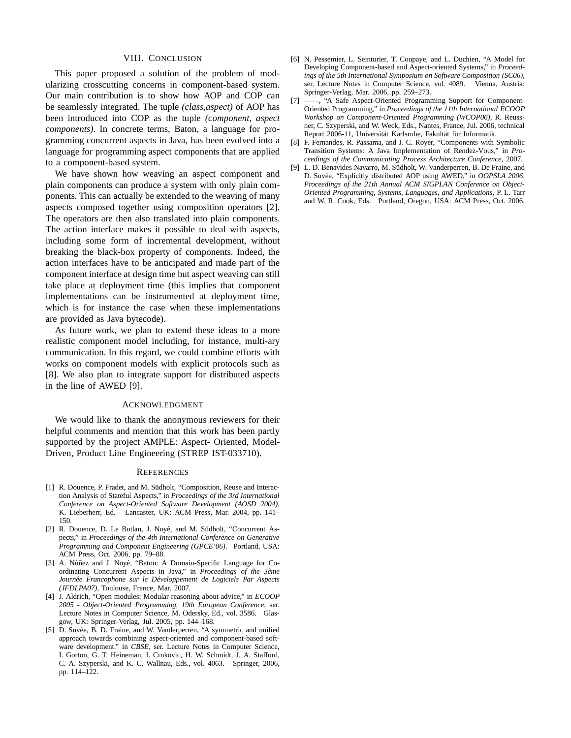## VIII. Conclusion

This paper proposed a solution of the problem of modularizing crosscutting concerns in component-based system. Our main contribution is to show how AOP and COP can be seamlessly integrated. The tuple *(class,aspect)* of AOP has been introduced into COP as the tuple *(component, aspect components)*. In concrete terms, Baton, a language for programming concurrent aspects in Java, has been evolved into a language for programming aspect components that are applied to a component-based system.

We have shown how weaving an aspect component and plain components can produce a system with only plain components. This can actually be extended to the weaving of many aspects composed together using composition operators [2]. The operators are then also translated into plain components. The action interface makes it possible to deal with aspects, including some form of incremental development, without breaking the black-box property of components. Indeed, the action interfaces have to be anticipated and made part of the component interface at design time but aspect weaving can still take place at deployment time (this implies that component implementations can be instrumented at deployment time, which is for instance the case when these implementations are provided as Java bytecode).

As future work, we plan to extend these ideas to a more realistic component model including, for instance, multi-ary communication. In this regard, we could combine efforts with works on component models with explicit protocols such as [8]. We also plan to integrate support for distributed aspects in the line of AWED [9].

## Acknowledgment

We would like to thank the anonymous reviewers for their helpful comments and mention that this work has been partly supported by the project AMPLE: Aspect- Oriented, Model-Driven, Product Line Engineering (STREP IST-033710).

## References

[1] R. Douence, P. Fradet, and M. Südholt, "Composition, Reuse and Interaction Analysis of Stateful Aspects," in *Proceedings of the 3rd International Conference on Aspect-Oriented Software Development (AOSD 2004)*, K. Lieberherr, Ed. Lancaster, UK: ACM Press, Mar. 2004, pp. 141–150.

[2] R. Douence, D. Le Botlan, J. Noyé, and M. Südholt, "Concurrent Aspects," in *Proceedings of the 4th International Conference on Generative Programming and Component Engineering (GPCE'06)*. Portland, USA: ACM Press, Oct. 2006, pp. 79–88.

[3] A. Núñez and J. Noyé, "Baton: A Domain-Specific Language for Coordinating Concurrent Aspects in Java," in *Proceedings of the 3ème Journée Francophone sur le Développement de Logiciels Par Aspects (JFDLPA07)*, Toulouse, France, Mar. 2007.

[4] J. Aldrich, "Open modules: Modular reasoning about advice," in *ECOOP 2005 - Object-Oriented Programming, 19th European Conference*, ser. Lecture Notes in Computer Science, M. Odersky, Ed., vol. 3586. Glasgow, UK: Springer-Verlag, Jul. 2005, pp. 144–168.

[5] D. Suvée, B. D. Fraine, and W. Vanderperren, "A symmetric and unified approach towards combining aspect-oriented and component-based software development." in *CBSE*, ser. Lecture Notes in Computer Science, I. Gorton, G. T. Heineman, I. Crnkovic, H. W. Schmidt, J. A. Stafford, C. A. Szyperski, and K. C. Wallnau, Eds., vol. 4063. Springer, 2006, pp. 114–122.

[6] N. Pessemier, L. Seinturier, T. Coupaye, and L. Duchien, "A Model for Developing Component-based and Aspect-oriented Systems," in *Proceedings of the 5th International Symposium on Software Composition (SC06)*, ser. Lecture Notes in Computer Science, vol. 4089. Vienna, Austria: Springer-Verlag, Mar. 2006, pp. 259–273.

[7] ——, "A Safe Aspect-Oriented Programming Support for Component-Oriented Programming," in *Proceedings of the 11th International ECOOP Workshop on Component-Oriented Programming (WCOP06)*, R. Reussner, C. Szyperski, and W. Weck, Eds., Nantes, France, Jul. 2006, technical Report 2006-11, Universität Karlsruhe, Fakultät für Informatik.

[8] F. Fernandes, R. Passama, and J. C. Royer, "Components with Symbolic Transition Systems: A Java Implementation of Rendez-Vous," in *Proceedings of the Communicating Process Architecture Conference*, 2007.

[9] L. D. Benavides Navarro, M. Südholt, W. Vanderperren, B. De Fraine, and D. Suvée, "Explicitly distributed AOP using AWED," in *OOPSLA 2006, Proceedings of the 21th Annual ACM SIGPLAN Conference on Object-Oriented Programming, Systems, Languages, and Applications*, P. L. Tarr and W. R. Cook, Eds. Portland, Oregon, USA: ACM Press, Oct. 2006.